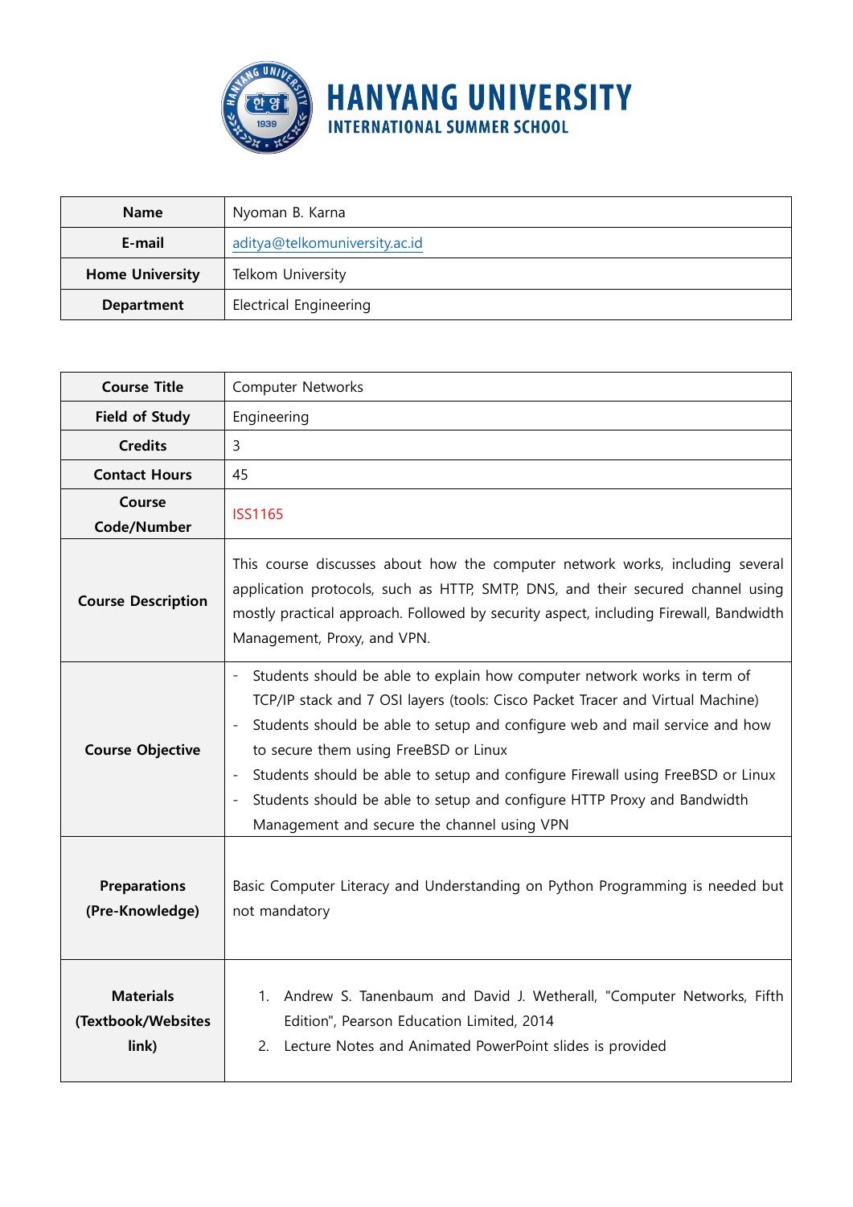# HANYANG UNIVERSITY
## INTERNATIONAL SUMMER SCHOOL

| **Name** | Nyoman B. Karna |
|---|---|
| **E-mail** | aditya@telkomuniversity.ac.id |
| **Home University** | Telkom University |
| **Department** | Electrical Engineering |

| **Course Title** | Computer Networks |
|---|---|
| **Field of Study** | Engineering |
| **Credits** | 3 |
| **Contact Hours** | 45 |
| **Course Code/Number** | ISS1165 |
| **Course Description** | This course discusses about how the computer network works, including several application protocols, such as HTTP, SMTP, DNS, and their secured channel using mostly practical approach. Followed by security aspect, including Firewall, Bandwidth Management, Proxy, and VPN. |
| **Course Objective** | - Students should be able to explain how computer network works in term of TCP/IP stack and 7 OSI layers (tools: Cisco Packet Tracer and Virtual Machine)<br>- Students should be able to setup and configure web and mail service and how to secure them using FreeBSD or Linux<br>- Students should be able to setup and configure Firewall using FreeBSD or Linux<br>- Students should be able to setup and configure HTTP Proxy and Bandwidth Management and secure the channel using VPN |
| **Preparations (Pre-Knowledge)** | Basic Computer Literacy and Understanding on Python Programming is needed but not mandatory |
| **Materials (Textbook/Websites link)** | 1. Andrew S. Tanenbaum and David J. Wetherall, "Computer Networks, Fifth Edition", Pearson Education Limited, 2014<br>2. Lecture Notes and Animated PowerPoint slides is provided |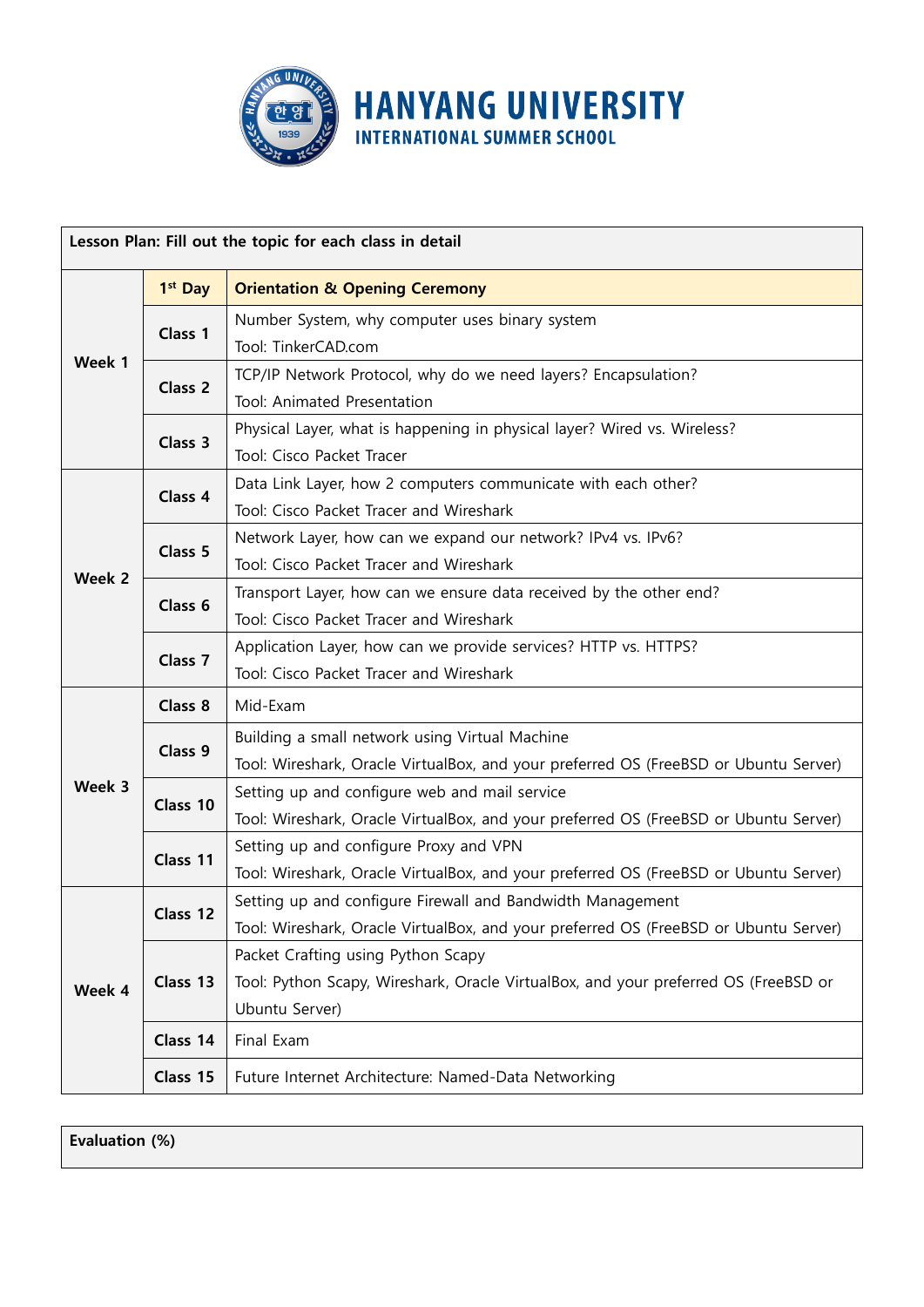**HANYANG UNIVERSITY**
**INTERNATIONAL SUMMER SCHOOL**

| Lesson Plan: Fill out the topic for each class in detail | | |
|---|---|---|
| Week 1 | **1st Day** | **Orientation & Opening Ceremony** |
| | **Class 1** | Number System, why computer uses binary system<br>Tool: TinkerCAD.com |
| | **Class 2** | TCP/IP Network Protocol, why do we need layers? Encapsulation?<br>Tool: Animated Presentation |
| | **Class 3** | Physical Layer, what is happening in physical layer? Wired vs. Wireless?<br>Tool: Cisco Packet Tracer |
| Week 2 | **Class 4** | Data Link Layer, how 2 computers communicate with each other?<br>Tool: Cisco Packet Tracer and Wireshark |
| | **Class 5** | Network Layer, how can we expand our network? IPv4 vs. IPv6?<br>Tool: Cisco Packet Tracer and Wireshark |
| | **Class 6** | Transport Layer, how can we ensure data received by the other end?<br>Tool: Cisco Packet Tracer and Wireshark |
| | **Class 7** | Application Layer, how can we provide services? HTTP vs. HTTPS?<br>Tool: Cisco Packet Tracer and Wireshark |
| Week 3 | **Class 8** | Mid-Exam |
| | **Class 9** | Building a small network using Virtual Machine<br>Tool: Wireshark, Oracle VirtualBox, and your preferred OS (FreeBSD or Ubuntu Server) |
| | **Class 10** | Setting up and configure web and mail service<br>Tool: Wireshark, Oracle VirtualBox, and your preferred OS (FreeBSD or Ubuntu Server) |
| | **Class 11** | Setting up and configure Proxy and VPN<br>Tool: Wireshark, Oracle VirtualBox, and your preferred OS (FreeBSD or Ubuntu Server) |
| Week 4 | **Class 12** | Setting up and configure Firewall and Bandwidth Management<br>Tool: Wireshark, Oracle VirtualBox, and your preferred OS (FreeBSD or Ubuntu Server) |
| | **Class 13** | Packet Crafting using Python Scapy<br>Tool: Python Scapy, Wireshark, Oracle VirtualBox, and your preferred OS (FreeBSD or Ubuntu Server) |
| | **Class 14** | Final Exam |
| | **Class 15** | Future Internet Architecture: Named-Data Networking |

| Evaluation (%) |
|---|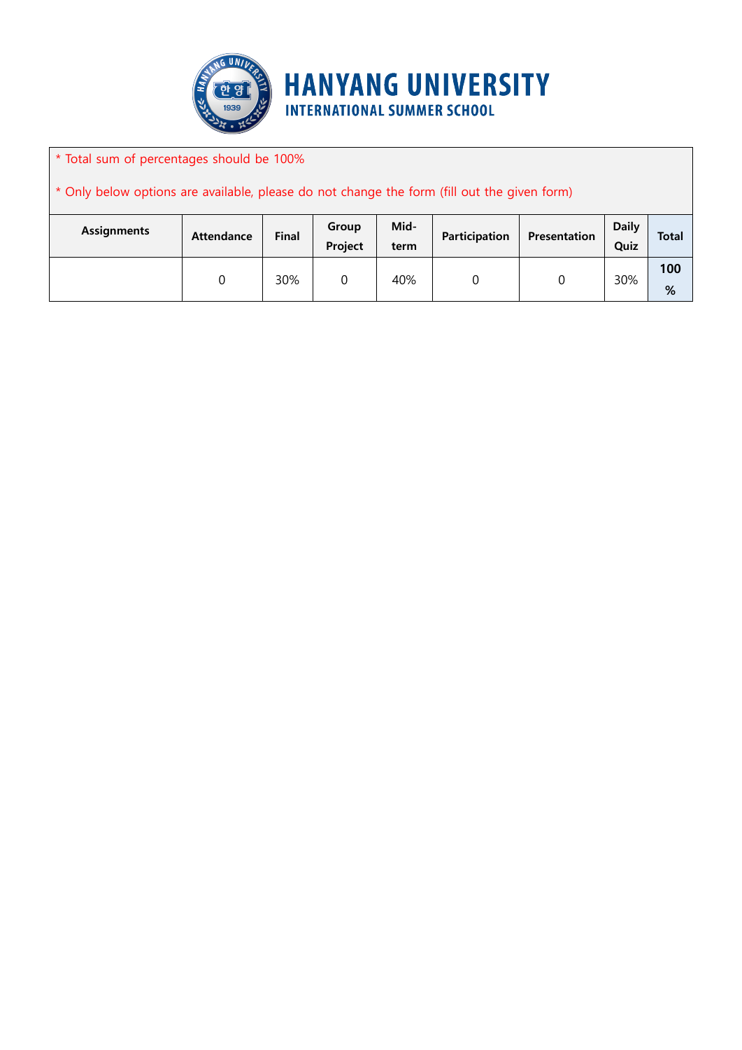HANYANG UNIVERSITY

INTERNATIONAL SUMMER SCHOOL

* Total sum of percentages should be 100%

* Only below options are available, please do not change the form (fill out the given form)

| Assignments | Attendance | Final | Group Project | Mid-term | Participation | Presentation | Daily Quiz | Total |
|---|---|---|---|---|---|---|---|---|
| | 0 | 30% | 0 | 40% | 0 | 0 | 30% | 100 % |